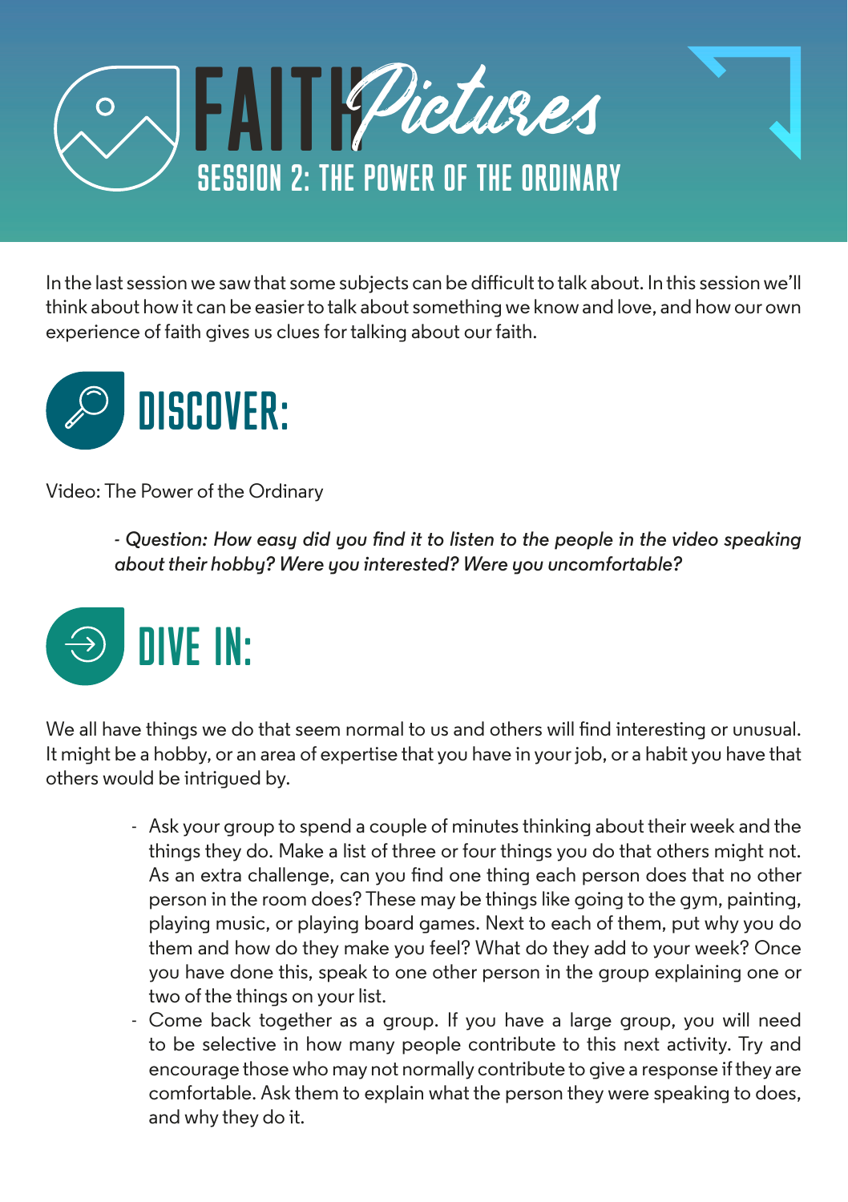# FAITH *Pictures*

## SESSION 2: THE POWER OF THE ORDINARY

In the last session we saw that some subjects can be difficult to talk about. In this session we'll think about how it can be easier to talk about something we know and love, and how our own experience of faith gives us clues for talking about our faith.

## DISCOVER:

Video: The Power of the Ordinary

> *- Question: How easy did you find it to listen to the people in the video speaking about their hobby? Were you interested? Were you uncomfortable?*

## DIVE IN:

We all have things we do that seem normal to us and others will find interesting or unusual. It might be a hobby, or an area of expertise that you have in your job, or a habit you have that others would be intrigued by.

- Ask your group to spend a couple of minutes thinking about their week and the things they do. Make a list of three or four things you do that others might not. As an extra challenge, can you find one thing each person does that no other person in the room does? These may be things like going to the gym, painting, playing music, or playing board games. Next to each of them, put why you do them and how do they make you feel? What do they add to your week? Once you have done this, speak to one other person in the group explaining one or two of the things on your list.
- Come back together as a group. If you have a large group, you will need to be selective in how many people contribute to this next activity. Try and encourage those who may not normally contribute to give a response if they are comfortable. Ask them to explain what the person they were speaking to does, and why they do it.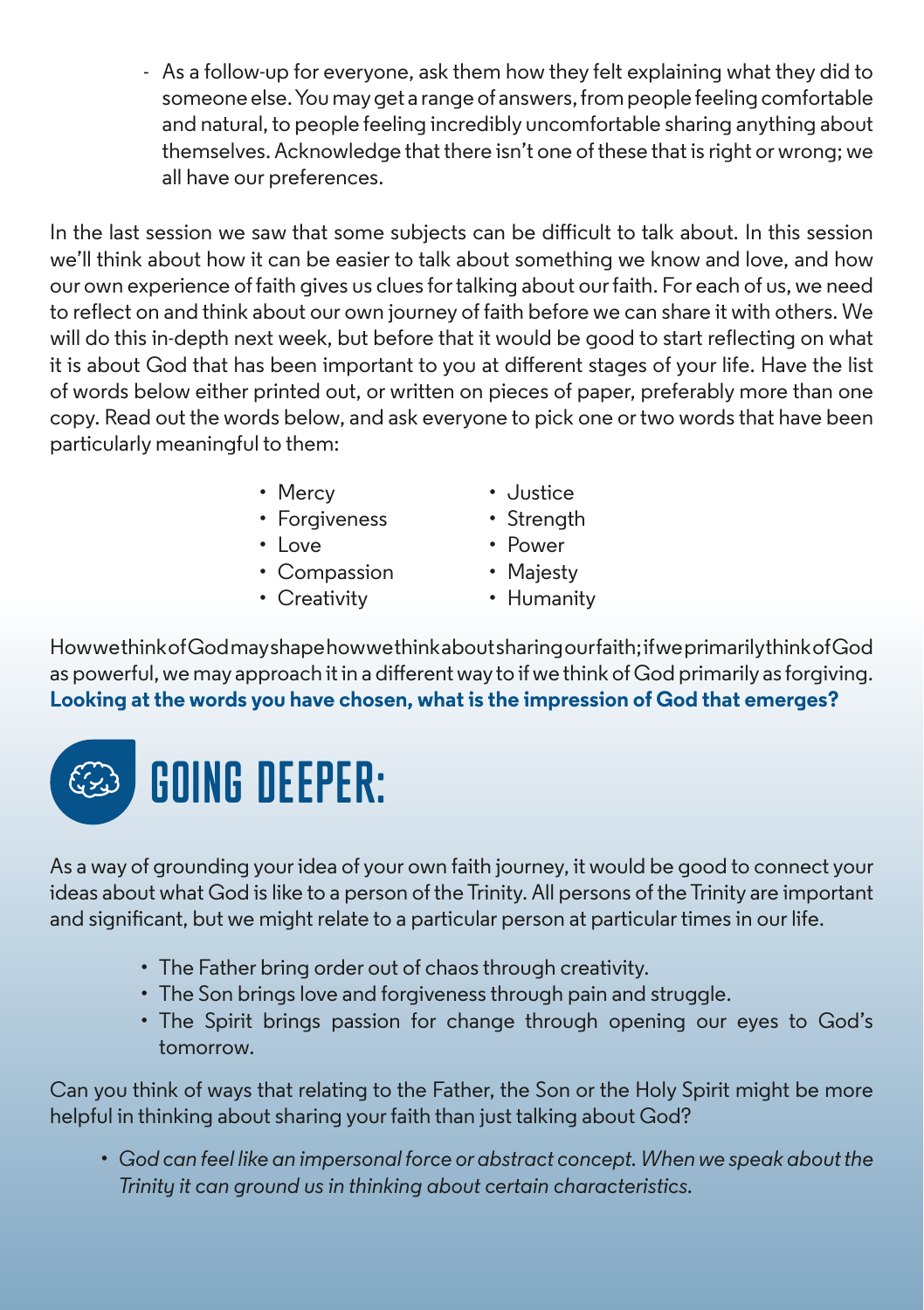- As a follow-up for everyone, ask them how they felt explaining what they did to someone else. You may get a range of answers, from people feeling comfortable and natural, to people feeling incredibly uncomfortable sharing anything about themselves. Acknowledge that there isn't one of these that is right or wrong; we all have our preferences.

In the last session we saw that some subjects can be difficult to talk about. In this session we'll think about how it can be easier to talk about something we know and love, and how our own experience of faith gives us clues for talking about our faith. For each of us, we need to reflect on and think about our own journey of faith before we can share it with others. We will do this in-depth next week, but before that it would be good to start reflecting on what it is about God that has been important to you at different stages of your life. Have the list of words below either printed out, or written on pieces of paper, preferably more than one copy. Read out the words below, and ask everyone to pick one or two words that have been particularly meaningful to them:

- Mercy
- Forgiveness
- Love
- Compassion
- Creativity
- Justice
- Strength
- Power
- Majesty
- Humanity

How we think of God may shape how we think about sharing our faith; if we primarily think of God as powerful, we may approach it in a different way to if we think of God primarily as forgiving. **Looking at the words you have chosen, what is the impression of God that emerges?**

## GOING DEEPER:

As a way of grounding your idea of your own faith journey, it would be good to connect your ideas about what God is like to a person of the Trinity. All persons of the Trinity are important and significant, but we might relate to a particular person at particular times in our life.

- The Father bring order out of chaos through creativity.
- The Son brings love and forgiveness through pain and struggle.
- The Spirit brings passion for change through opening our eyes to God's tomorrow.

Can you think of ways that relating to the Father, the Son or the Holy Spirit might be more helpful in thinking about sharing your faith than just talking about God?

- *God can feel like an impersonal force or abstract concept. When we speak about the Trinity it can ground us in thinking about certain characteristics.*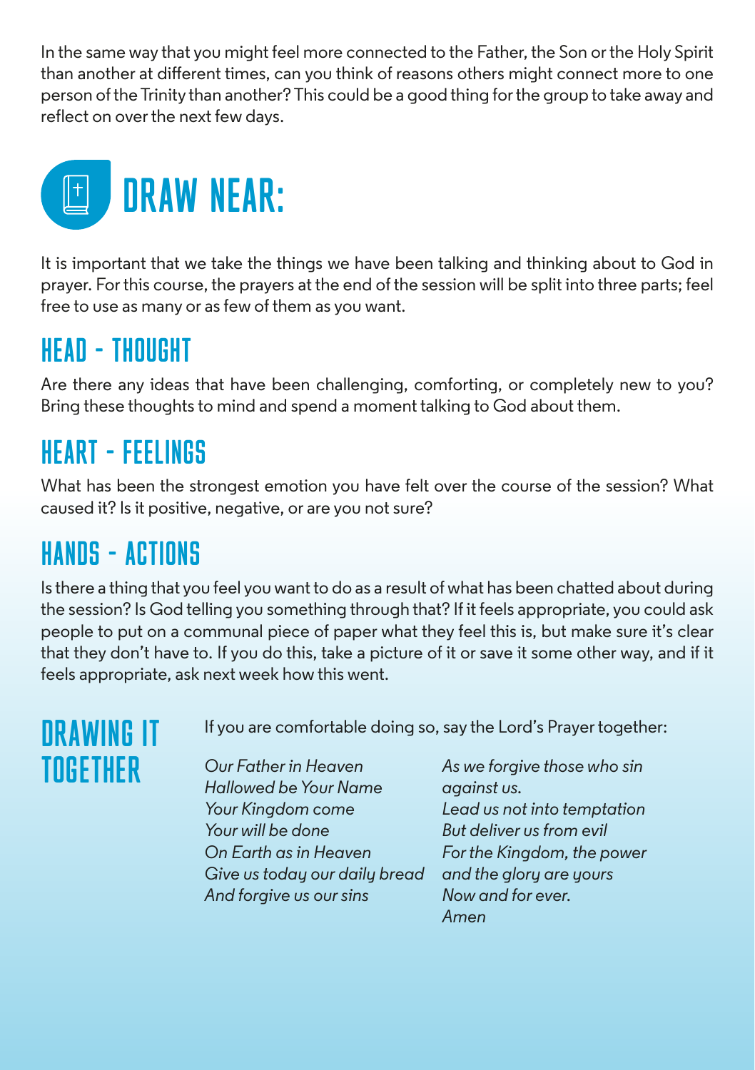In the same way that you might feel more connected to the Father, the Son or the Holy Spirit than another at different times, can you think of reasons others might connect more to one person of the Trinity than another? This could be a good thing for the group to take away and reflect on over the next few days.

# DRAW NEAR:

It is important that we take the things we have been talking and thinking about to God in prayer. For this course, the prayers at the end of the session will be split into three parts; feel free to use as many or as few of them as you want.

## HEAD - THOUGHT

Are there any ideas that have been challenging, comforting, or completely new to you? Bring these thoughts to mind and spend a moment talking to God about them.

## HEART - FEELINGS

What has been the strongest emotion you have felt over the course of the session? What caused it? Is it positive, negative, or are you not sure?

## HANDS - ACTIONS

Is there a thing that you feel you want to do as a result of what has been chatted about during the session? Is God telling you something through that? If it feels appropriate, you could ask people to put on a communal piece of paper what they feel this is, but make sure it's clear that they don't have to. If you do this, take a picture of it or save it some other way, and if it feels appropriate, ask next week how this went.

## DRAWING IT TOGETHER

If you are comfortable doing so, say the Lord's Prayer together:

*Our Father in Heaven*
*Hallowed be Your Name*
*Your Kingdom come*
*Your will be done*
*On Earth as in Heaven*
*Give us today our daily bread*
*And forgive us our sins*
*As we forgive those who sin against us.*
*Lead us not into temptation*
*But deliver us from evil*
*For the Kingdom, the power and the glory are yours*
*Now and for ever.*
*Amen*